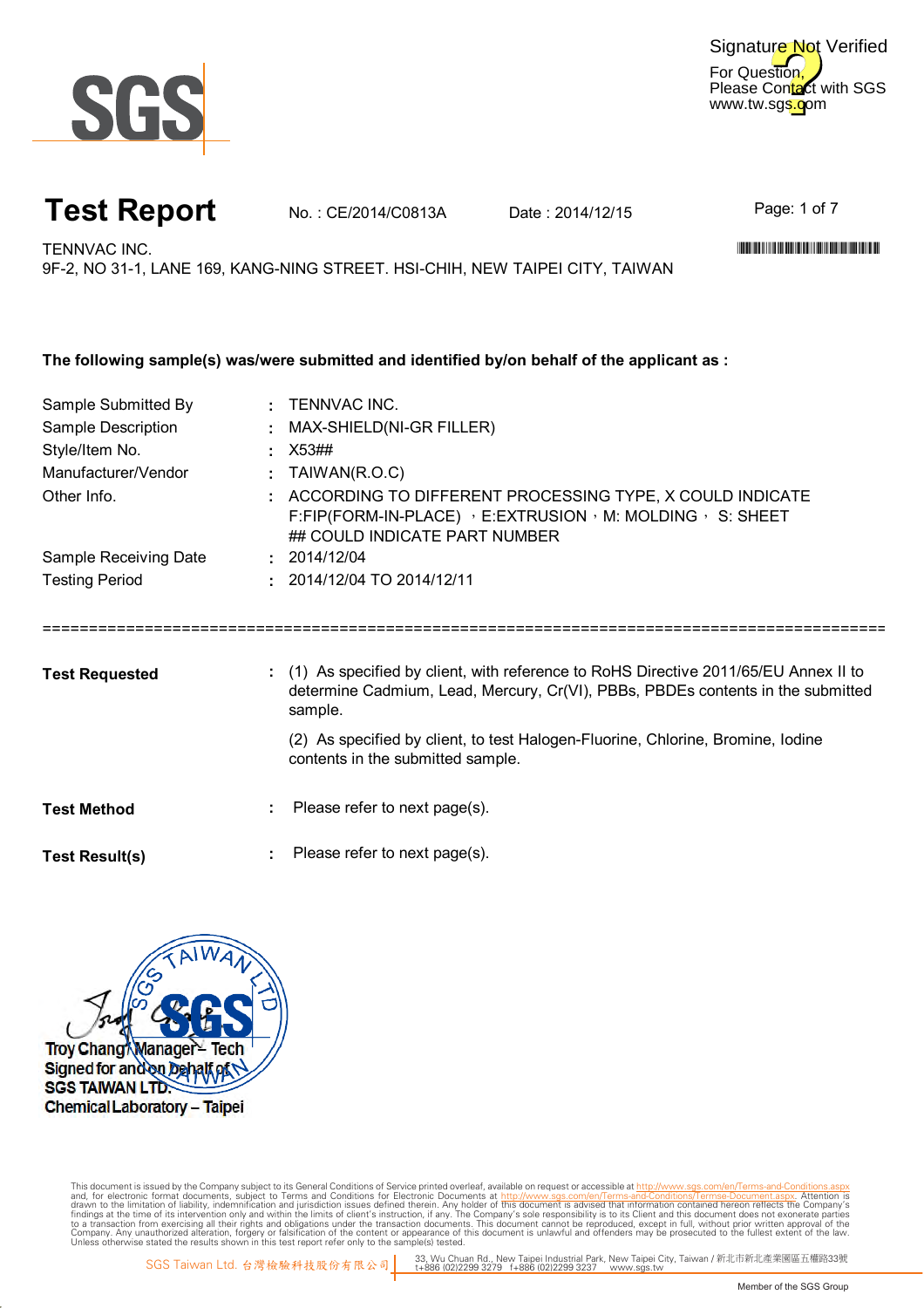SGS

Signature Not Verified
For Question,
Please Contact with SGS
www.tw.sgs.com

# Test Report

No. : CE/2014/C0813A    Date : 2014/12/15

TENNVAC INC.
9F-2, NO 31-1, LANE 169, KANG-NING STREET. HSI-CHIH, NEW TAIPEI CITY, TAIWAN

**The following sample(s) was/were submitted and identified by/on behalf of the applicant as :**

| | | |
|---|---|---|
| Sample Submitted By | : | TENNVAC INC. |
| Sample Description | : | MAX-SHIELD(NI-GR FILLER) |
| Style/Item No. | : | X53## |
| Manufacturer/Vendor | : | TAIWAN(R.O.C) |
| Other Info. | : | ACCORDING TO DIFFERENT PROCESSING TYPE, X COULD INDICATE F:FIP(FORM-IN-PLACE) ，E:EXTRUSION，M: MOLDING， S: SHEET ## COULD INDICATE PART NUMBER |
| Sample Receiving Date | : | 2014/12/04 |
| Testing Period | : | 2014/12/04 TO 2014/12/11 |

===========================================================================================

**Test Requested** : (1) As specified by client, with reference to RoHS Directive 2011/65/EU Annex II to determine Cadmium, Lead, Mercury, Cr(VI), PBBs, PBDEs contents in the submitted sample.

(2) As specified by client, to test Halogen-Fluorine, Chlorine, Bromine, Iodine contents in the submitted sample.

**Test Method** : Please refer to next page(s).

**Test Result(s)** : Please refer to next page(s).

Troy Chang / Manager – Tech
Signed for and on behalf of
SGS TAIWAN LTD.
Chemical Laboratory – Taipei

This document is issued by the Company subject to its General Conditions of Service printed overleaf, available on request or accessible at http://www.sgs.com/en/Terms-and-Conditions.aspx and, for electronic format documents, subject to Terms and Conditions for Electronic Documents at http://www.sgs.com/en/Terms-and-Conditions/Terms-e-Document.aspx. Attention is drawn to the limitation of liability, indemnification and jurisdiction issues defined therein. Any holder of this document is advised that information contained hereon reflects the Company's findings at the time of its intervention only and within the limits of client's instruction, if any. The Company's sole responsibility is to its Client and this document does not exonerate parties to a transaction from exercising all their rights and obligations under the transaction documents. This document cannot be reproduced, except in full, without prior written approval of the Company. Any unauthorized alteration, forgery or falsification of the content or appearance of this document is unlawful and offenders may be prosecuted to the fullest extent of the law. Unless otherwise stated the results shown in this test report refer only to the sample(s) tested.

SGS Taiwan Ltd. 台灣檢驗科技股份有限公司 | 33, Wu Chuan Rd., New Taipei Industrial Park, New Taipei City, Taiwan / 新北市新北產業園區五權路33號 t+886 (02)2299 3279 f+886 (02)2299 3237 www.sgs.tw

Member of the SGS Group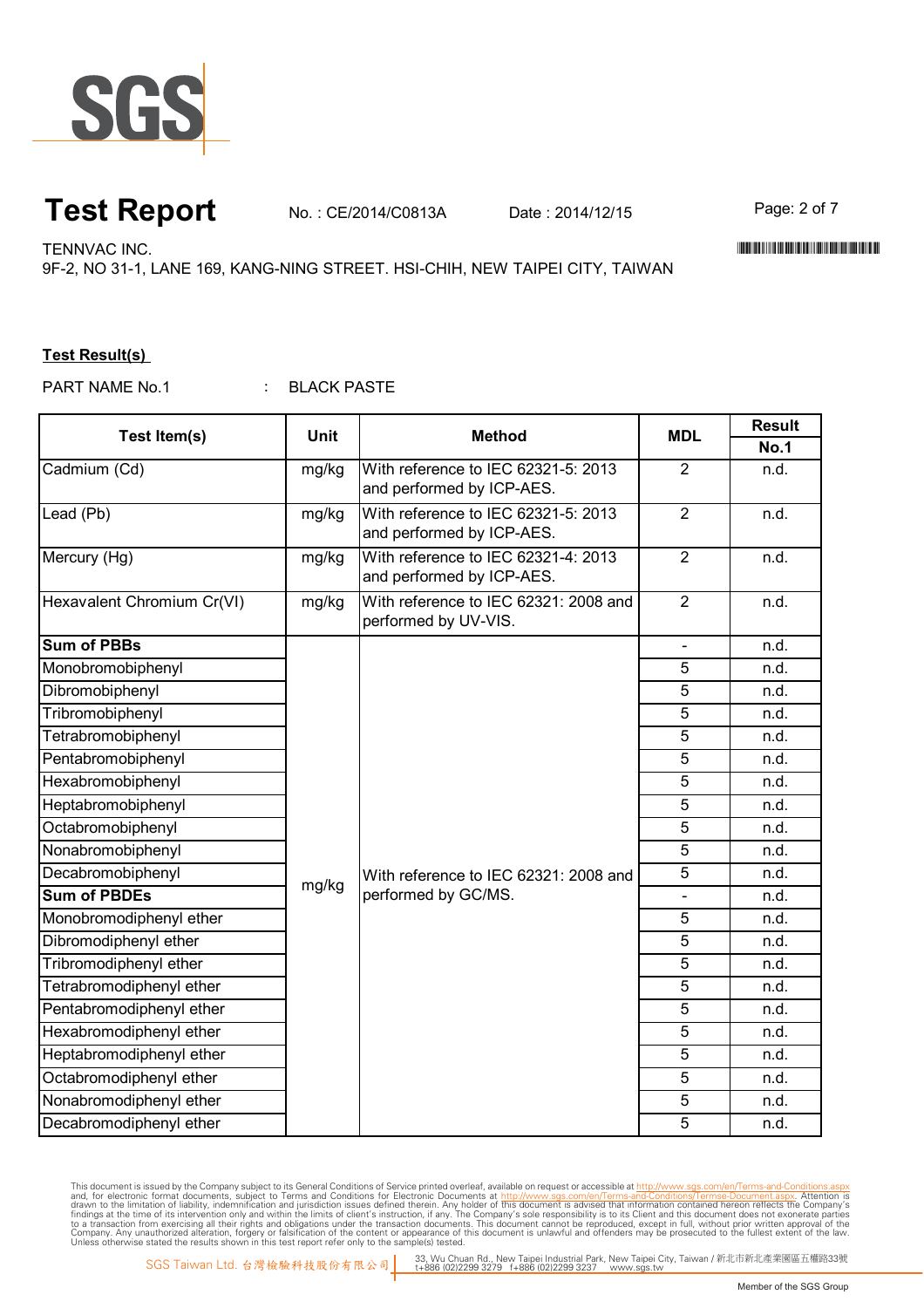# Test Report

No. : CE/2014/C0813A Date : 2014/12/15

TENNVAC INC.
9F-2, NO 31-1, LANE 169, KANG-NING STREET. HSI-CHIH, NEW TAIPEI CITY, TAIWAN

**Test Result(s)**

PART NAME No.1 : BLACK PASTE

| Test Item(s) | Unit | Method | MDL | Result |
|---|---|---|---|---|
| | | | | **No.1** |
| Cadmium (Cd) | mg/kg | With reference to IEC 62321-5: 2013 and performed by ICP-AES. | 2 | n.d. |
| Lead (Pb) | mg/kg | With reference to IEC 62321-5: 2013 and performed by ICP-AES. | 2 | n.d. |
| Mercury (Hg) | mg/kg | With reference to IEC 62321-4: 2013 and performed by ICP-AES. | 2 | n.d. |
| Hexavalent Chromium Cr(VI) | mg/kg | With reference to IEC 62321: 2008 and performed by UV-VIS. | 2 | n.d. |
| **Sum of PBBs** | mg/kg | With reference to IEC 62321: 2008 and performed by GC/MS. | - | n.d. |
| Monobromobiphenyl | | | 5 | n.d. |
| Dibromobiphenyl | | | 5 | n.d. |
| Tribromobiphenyl | | | 5 | n.d. |
| Tetrabromobiphenyl | | | 5 | n.d. |
| Pentabromobiphenyl | | | 5 | n.d. |
| Hexabromobiphenyl | | | 5 | n.d. |
| Heptabromobiphenyl | | | 5 | n.d. |
| Octabromobiphenyl | | | 5 | n.d. |
| Nonabromobiphenyl | | | 5 | n.d. |
| Decabromobiphenyl | | | 5 | n.d. |
| **Sum of PBDEs** | | | - | n.d. |
| Monobromodiphenyl ether | | | 5 | n.d. |
| Dibromodiphenyl ether | | | 5 | n.d. |
| Tribromodiphenyl ether | | | 5 | n.d. |
| Tetrabromodiphenyl ether | | | 5 | n.d. |
| Pentabromodiphenyl ether | | | 5 | n.d. |
| Hexabromodiphenyl ether | | | 5 | n.d. |
| Heptabromodiphenyl ether | | | 5 | n.d. |
| Octabromodiphenyl ether | | | 5 | n.d. |
| Nonabromodiphenyl ether | | | 5 | n.d. |
| Decabromodiphenyl ether | | | 5 | n.d. |

This document is issued by the Company subject to its General Conditions of Service printed overleaf, available on request or accessible at http://www.sgs.com/en/Terms-and-Conditions.aspx and, for electronic format documents, subject to Terms and Conditions for Electronic Documents at http://www.sgs.com/en/Terms-and-Conditions/Terms-e-Document.aspx. Attention is drawn to the limitation of liability, indemnification and jurisdiction issues defined therein. Any holder of this document is advised that information contained hereon reflects the Company's findings at the time of its intervention only and within the limits of client's instruction, if any. The Company's sole responsibility is to its Client and this document does not exonerate parties to a transaction from exercising all their rights and obligations under the transaction documents. This document cannot be reproduced, except in full, without prior written approval of the Company. Any unauthorized alteration, forgery or falsification of the content or appearance of this document is unlawful and offenders may be prosecuted to the fullest extent of the law. Unless otherwise stated the results shown in this test report refer only to the sample(s) tested.

SGS Taiwan Ltd. 台灣檢驗科技股份有限公司 | 33, Wu Chuan Rd., New Taipei Industrial Park, New Taipei City, Taiwan / 新北市新北產業園區五權路33號 t+886 (02)2299 3279 f+886 (02)2299 3237 www.sgs.tw

Member of the SGS Group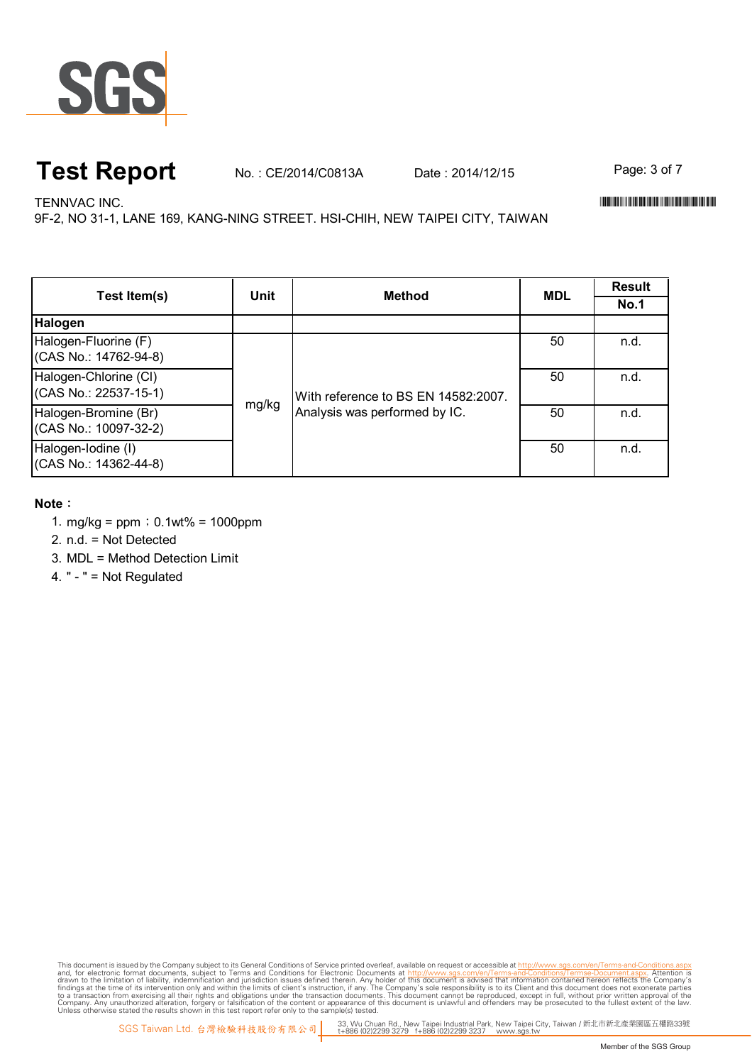# Test Report

No. : CE/2014/C0813A Date : 2014/12/15

TENNVAC INC.

9F-2, NO 31-1, LANE 169, KANG-NING STREET. HSI-CHIH, NEW TAIPEI CITY, TAIWAN

| Test Item(s) | Unit | Method | MDL | Result |
|---|---|---|---|---|
| | | | | No.1 |
| **Halogen** | | | | |
| Halogen-Fluorine (F) (CAS No.: 14762-94-8) | mg/kg | With reference to BS EN 14582:2007. Analysis was performed by IC. | 50 | n.d. |
| Halogen-Chlorine (Cl) (CAS No.: 22537-15-1) | mg/kg | With reference to BS EN 14582:2007. Analysis was performed by IC. | 50 | n.d. |
| Halogen-Bromine (Br) (CAS No.: 10097-32-2) | mg/kg | With reference to BS EN 14582:2007. Analysis was performed by IC. | 50 | n.d. |
| Halogen-Iodine (I) (CAS No.: 14362-44-8) | mg/kg | With reference to BS EN 14582:2007. Analysis was performed by IC. | 50 | n.d. |

**Note：**

1. mg/kg = ppm；0.1wt% = 1000ppm
2. n.d. = Not Detected
3. MDL = Method Detection Limit
4. " - " = Not Regulated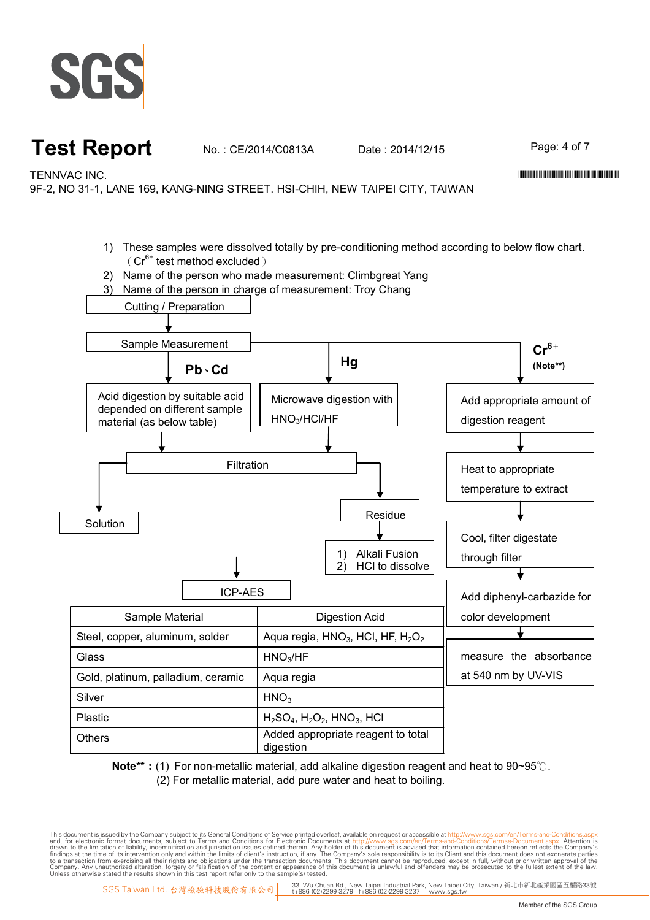# Test Report

No. : CE/2014/C0813A Date : 2014/12/15

TENNVAC INC.

9F-2, NO 31-1, LANE 169, KANG-NING STREET. HSI-CHIH, NEW TAIPEI CITY, TAIWAN

1) These samples were dissolved totally by pre-conditioning method according to below flow chart. （$Cr^{6+}$ test method excluded）
2) Name of the person who made measurement: Climbgreat Yang
3) Name of the person in charge of measurement: Troy Chang

Cutting / Preparation

↓

Sample Measurement

**Pb、Cd**
- Acid digestion by suitable acid depended on different sample material (as below table)
- ↓ Filtration

**Hg**
- Microwave digestion with $HNO_3$/HCl/HF
- ↓ Filtration

Filtration → Solution → ICP-AES

Filtration → Residue → 1) Alkali Fusion 2) HCl to dissolve → ICP-AES

**$Cr^{6+}$ (Note\*\*)**
- Add appropriate amount of digestion reagent
- ↓ Heat to appropriate temperature to extract
- ↓ Cool, filter digestate through filter
- ↓ Add diphenyl-carbazide for color development
- ↓ measure the absorbance at 540 nm by UV-VIS

| Sample Material | Digestion Acid |
|---|---|
| Steel, copper, aluminum, solder | Aqua regia, $HNO_3$, HCl, HF, $H_2O_2$ |
| Glass | $HNO_3$/HF |
| Gold, platinum, palladium, ceramic | Aqua regia |
| Silver | $HNO_3$ |
| Plastic | $H_2SO_4$, $H_2O_2$, $HNO_3$, HCl |
| Others | Added appropriate reagent to total digestion |

**Note\*\* :** (1) For non-metallic material, add alkaline digestion reagent and heat to 90~95℃.
(2) For metallic material, add pure water and heat to boiling.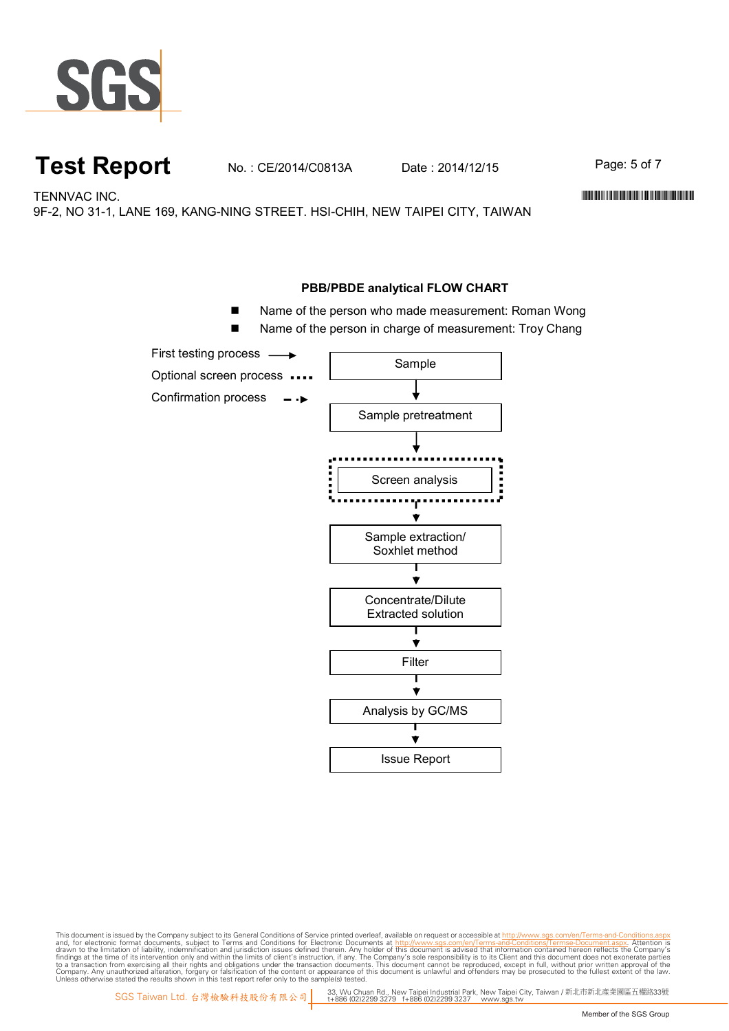# Test Report

No. : CE/2014/C0813A  Date : 2014/12/15

TENNVAC INC.
9F-2, NO 31-1, LANE 169, KANG-NING STREET. HSI-CHIH, NEW TAIPEI CITY, TAIWAN

## PBB/PBDE analytical FLOW CHART

- Name of the person who made measurement: Roman Wong
- Name of the person in charge of measurement: Troy Chang

First testing process →
Optional screen process ....
Confirmation process - ·▸

Sample
↓
Sample pretreatment
↓
Screen analysis
↓
Sample extraction/ Soxhlet method
↓
Concentrate/Dilute Extracted solution
↓
Filter
↓
Analysis by GC/MS
↓
Issue Report

This document is issued by the Company subject to its General Conditions of Service printed overleaf, available on request or accessible at http://www.sgs.com/en/Terms-and-Conditions.aspx and, for electronic format documents, subject to Terms and Conditions for Electronic Documents at http://www.sgs.com/en/Terms-and-Conditions/Termse-Document.aspx. Attention is drawn to the limitation of liability, indemnification and jurisdiction issues defined therein. Any holder of this document is advised that information contained hereon reflects the Company's findings at the time of its intervention only and within the limits of client's instruction, if any. The Company's sole responsibility is to its Client and this document does not exonerate parties to a transaction from exercising all their rights and obligations under the transaction documents. This document cannot be reproduced, except in full, without prior written approval of the Company. Any unauthorized alteration, forgery or falsification of the content or appearance of this document is unlawful and offenders may be prosecuted to the fullest extent of the law. Unless otherwise stated the results shown in this test report refer only to the sample(s) tested.

SGS Taiwan Ltd. 台灣檢驗科技股份有限公司 | 33, Wu Chuan Rd., New Taipei Industrial Park, New Taipei City, Taiwan / 新北市新北產業園區五權路33號 t+886 (02)2299 3279 f+886 (02)2299 3237 www.sgs.tw

Member of the SGS Group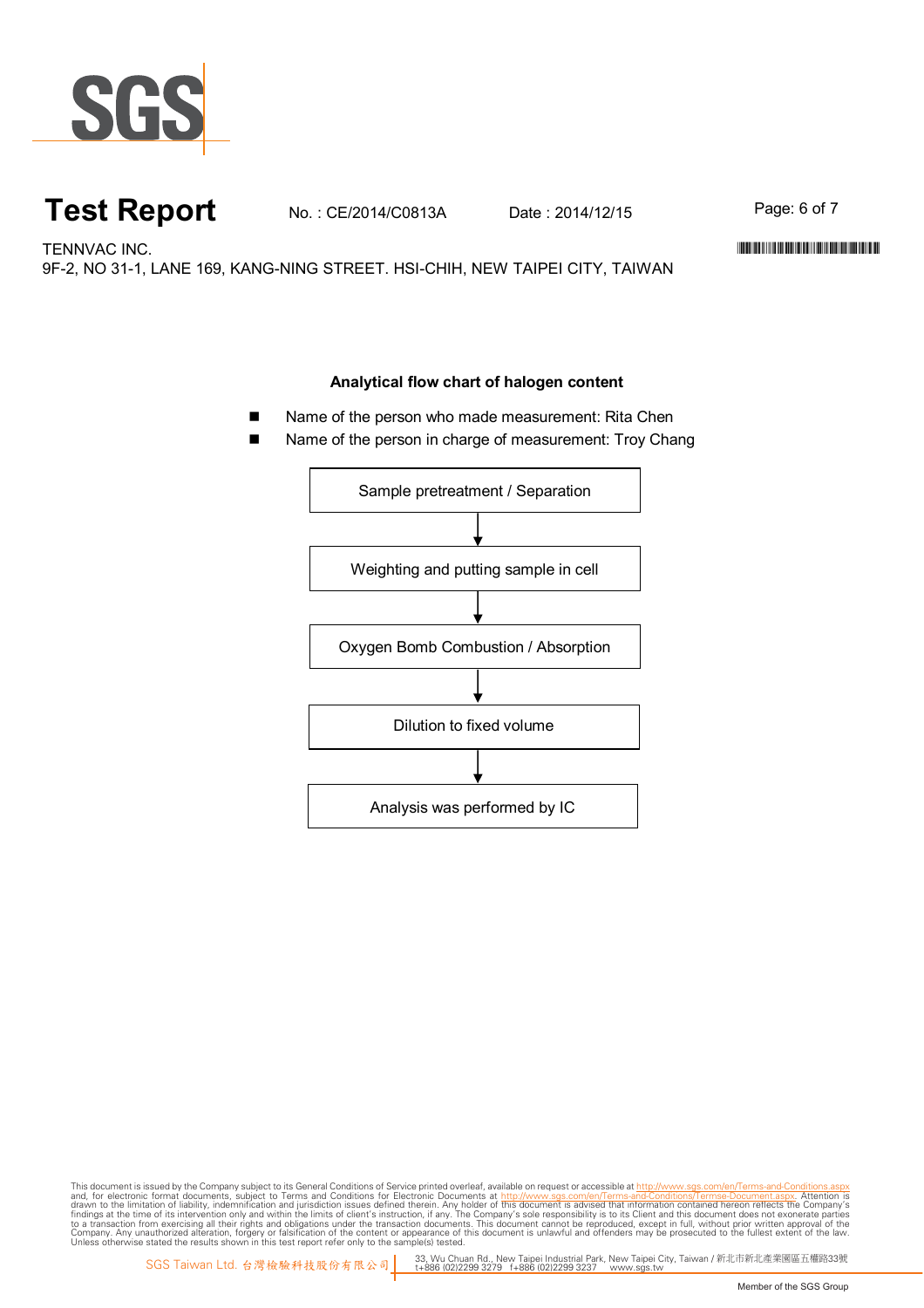# Test Report

No. : CE/2014/C0813A　　Date : 2014/12/15

TENNVAC INC.
9F-2, NO 31-1, LANE 169, KANG-NING STREET. HSI-CHIH, NEW TAIPEI CITY, TAIWAN

**Analytical flow chart of halogen content**

- Name of the person who made measurement: Rita Chen
- Name of the person in charge of measurement: Troy Chang

Sample pretreatment / Separation

↓

Weighting and putting sample in cell

↓

Oxygen Bomb Combustion / Absorption

↓

Dilution to fixed volume

↓

Analysis was performed by IC

This document is issued by the Company subject to its General Conditions of Service printed overleaf, available on request or accessible at http://www.sgs.com/en/Terms-and-Conditions.aspx and, for electronic format documents, subject to Terms and Conditions for Electronic Documents at http://www.sgs.com/en/Terms-and-Conditions/Termse-Document.aspx. Attention is drawn to the limitation of liability, indemnification and jurisdiction issues defined therein. Any holder of this document is advised that information contained hereon reflects the Company's findings at the time of its intervention only and within the limits of client's instruction, if any. The Company's sole responsibility is to its Client and this document does not exonerate parties to a transaction from exercising all their rights and obligations under the transaction documents. This document cannot be reproduced, except in full, without prior written approval of the Company. Any unauthorized alteration, forgery or falsification of the content or appearance of this document is unlawful and offenders may be prosecuted to the fullest extent of the law. Unless otherwise stated the results shown in this test report refer only to the sample(s) tested.

SGS Taiwan Ltd. 台灣檢驗科技股份有限公司 | 33, Wu Chuan Rd., New Taipei Industrial Park, New Taipei City, Taiwan / 新北市新北產業園區五權路33號 t+886 (02)2299 3279 f+886 (02)2299 3237 www.sgs.tw

Member of the SGS Group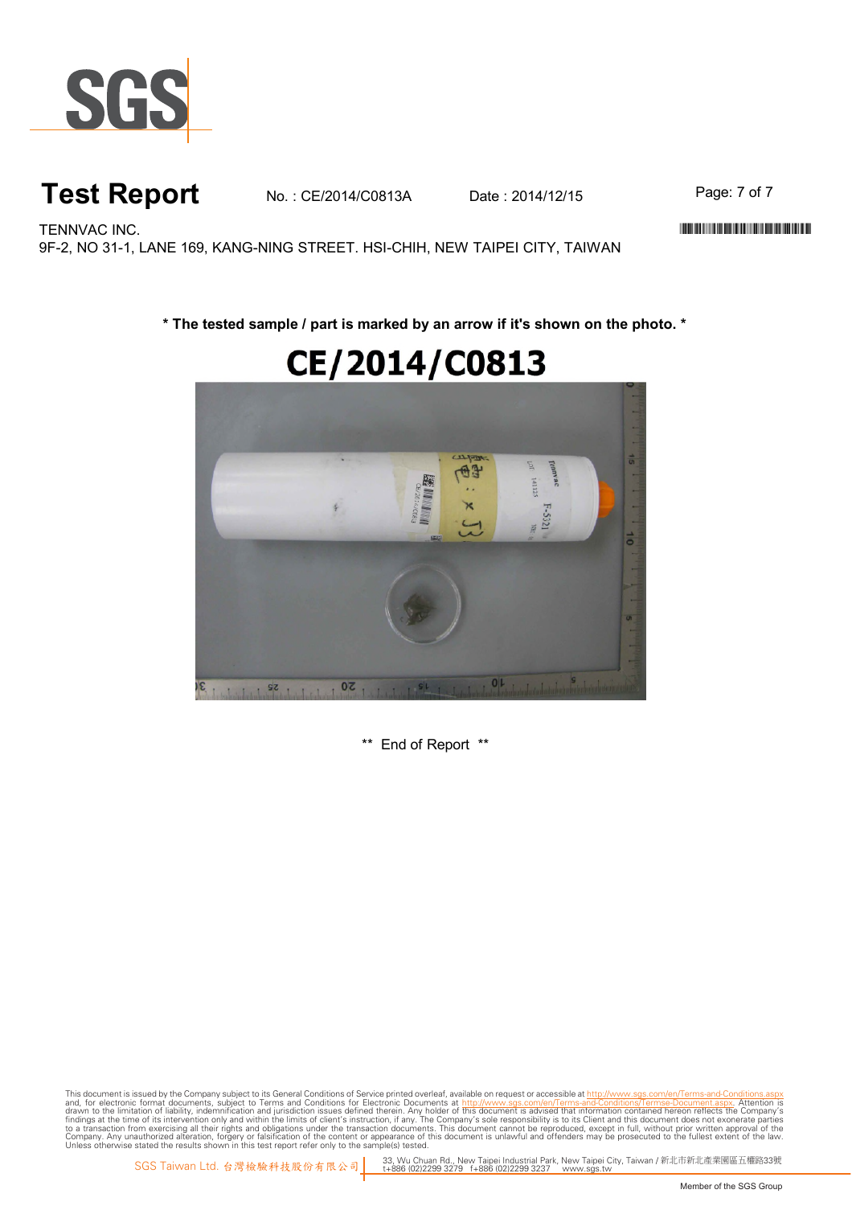# Test Report

No. : CE/2014/C0813A    Date : 2014/12/15

TENNVAC INC.
9F-2, NO 31-1, LANE 169, KANG-NING STREET. HSI-CHIH, NEW TAIPEI CITY, TAIWAN

**\* The tested sample / part is marked by an arrow if it's shown on the photo. \***

**CE/2014/C0813**

** End of Report **

This document is issued by the Company subject to its General Conditions of Service printed overleaf, available on request or accessible at http://www.sgs.com/en/Terms-and-Conditions.aspx and, for electronic format documents, subject to Terms and Conditions for Electronic Documents at http://www.sgs.com/en/Terms-and-Conditions/Termse-Document.aspx. Attention is drawn to the limitation of liability, indemnification and jurisdiction issues defined therein. Any holder of this document is advised that information contained hereon reflects the Company's findings at the time of its intervention only and within the limits of client's instruction, if any. The Company's sole responsibility is to its Client and this document does not exonerate parties to a transaction from exercising all their rights and obligations under the transaction documents. This document cannot be reproduced, except in full, without prior written approval of the Company. Any unauthorized alteration, forgery or falsification of the content or appearance of this document is unlawful and offenders may be prosecuted to the fullest extent of the law. Unless otherwise stated the results shown in this test report refer only to the sample(s) tested.

SGS Taiwan Ltd. 台灣檢驗科技股份有限公司 | 33, Wu Chuan Rd., New Taipei Industrial Park, New Taipei City, Taiwan / 新北市新北產業園區五權路33號 t+886 (02)2299 3279 f+886 (02)2299 3237 www.sgs.tw

Member of the SGS Group